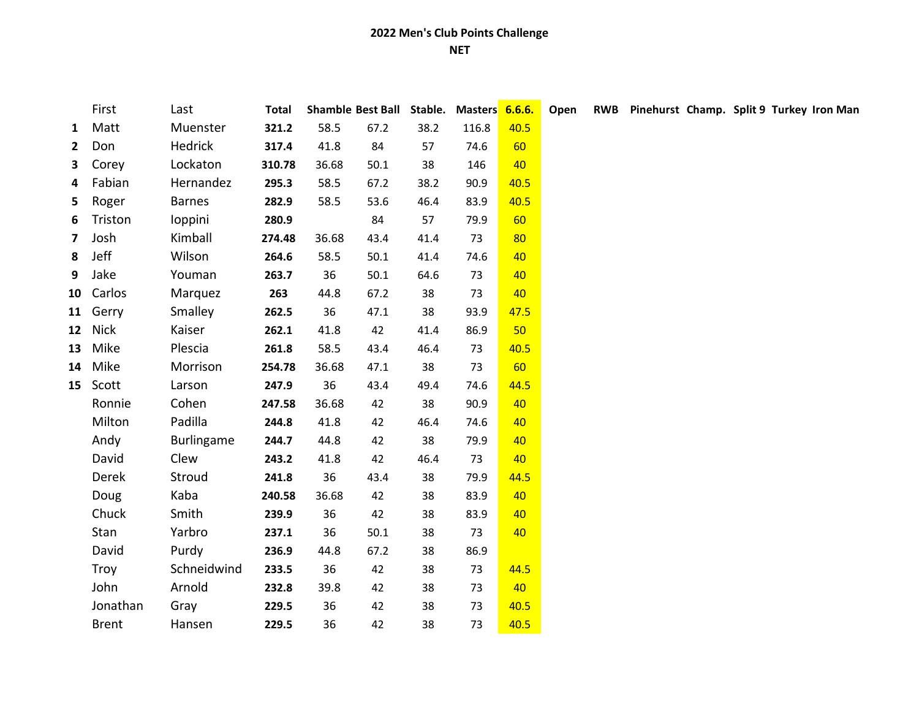**2022 Men's Club Points Challenge**

**NET**

| | First | Last | Total | Shamble | Best Ball | Stable. | Masters | 6.6.6. | Open | RWB | Pinehurst | Champ. | Split 9 | Turkey | Iron Man |
|---|---|---|---|---|---|---|---|---|---|---|---|---|---|---|---|
| **1** | Matt | Muenster | **321.2** | 58.5 | 67.2 | 38.2 | 116.8 | 40.5 | | | | | | | |
| **2** | Don | Hedrick | **317.4** | 41.8 | 84 | 57 | 74.6 | 60 | | | | | | | |
| **3** | Corey | Lockaton | **310.78** | 36.68 | 50.1 | 38 | 146 | 40 | | | | | | | |
| **4** | Fabian | Hernandez | **295.3** | 58.5 | 67.2 | 38.2 | 90.9 | 40.5 | | | | | | | |
| **5** | Roger | Barnes | **282.9** | 58.5 | 53.6 | 46.4 | 83.9 | 40.5 | | | | | | | |
| **6** | Triston | Ioppini | **280.9** | | 84 | 57 | 79.9 | 60 | | | | | | | |
| **7** | Josh | Kimball | **274.48** | 36.68 | 43.4 | 41.4 | 73 | 80 | | | | | | | |
| **8** | Jeff | Wilson | **264.6** | 58.5 | 50.1 | 41.4 | 74.6 | 40 | | | | | | | |
| **9** | Jake | Youman | **263.7** | 36 | 50.1 | 64.6 | 73 | 40 | | | | | | | |
| **10** | Carlos | Marquez | **263** | 44.8 | 67.2 | 38 | 73 | 40 | | | | | | | |
| **11** | Gerry | Smalley | **262.5** | 36 | 47.1 | 38 | 93.9 | 47.5 | | | | | | | |
| **12** | Nick | Kaiser | **262.1** | 41.8 | 42 | 41.4 | 86.9 | 50 | | | | | | | |
| **13** | Mike | Plescia | **261.8** | 58.5 | 43.4 | 46.4 | 73 | 40.5 | | | | | | | |
| **14** | Mike | Morrison | **254.78** | 36.68 | 47.1 | 38 | 73 | 60 | | | | | | | |
| **15** | Scott | Larson | **247.9** | 36 | 43.4 | 49.4 | 74.6 | 44.5 | | | | | | | |
| | Ronnie | Cohen | **247.58** | 36.68 | 42 | 38 | 90.9 | 40 | | | | | | | |
| | Milton | Padilla | **244.8** | 41.8 | 42 | 46.4 | 74.6 | 40 | | | | | | | |
| | Andy | Burlingame | **244.7** | 44.8 | 42 | 38 | 79.9 | 40 | | | | | | | |
| | David | Clew | **243.2** | 41.8 | 42 | 46.4 | 73 | 40 | | | | | | | |
| | Derek | Stroud | **241.8** | 36 | 43.4 | 38 | 79.9 | 44.5 | | | | | | | |
| | Doug | Kaba | **240.58** | 36.68 | 42 | 38 | 83.9 | 40 | | | | | | | |
| | Chuck | Smith | **239.9** | 36 | 42 | 38 | 83.9 | 40 | | | | | | | |
| | Stan | Yarbro | **237.1** | 36 | 50.1 | 38 | 73 | 40 | | | | | | | |
| | David | Purdy | **236.9** | 44.8 | 67.2 | 38 | 86.9 | | | | | | | | |
| | Troy | Schneidwind | **233.5** | 36 | 42 | 38 | 73 | 44.5 | | | | | | | |
| | John | Arnold | **232.8** | 39.8 | 42 | 38 | 73 | 40 | | | | | | | |
| | Jonathan | Gray | **229.5** | 36 | 42 | 38 | 73 | 40.5 | | | | | | | |
| | Brent | Hansen | **229.5** | 36 | 42 | 38 | 73 | 40.5 | | | | | | | |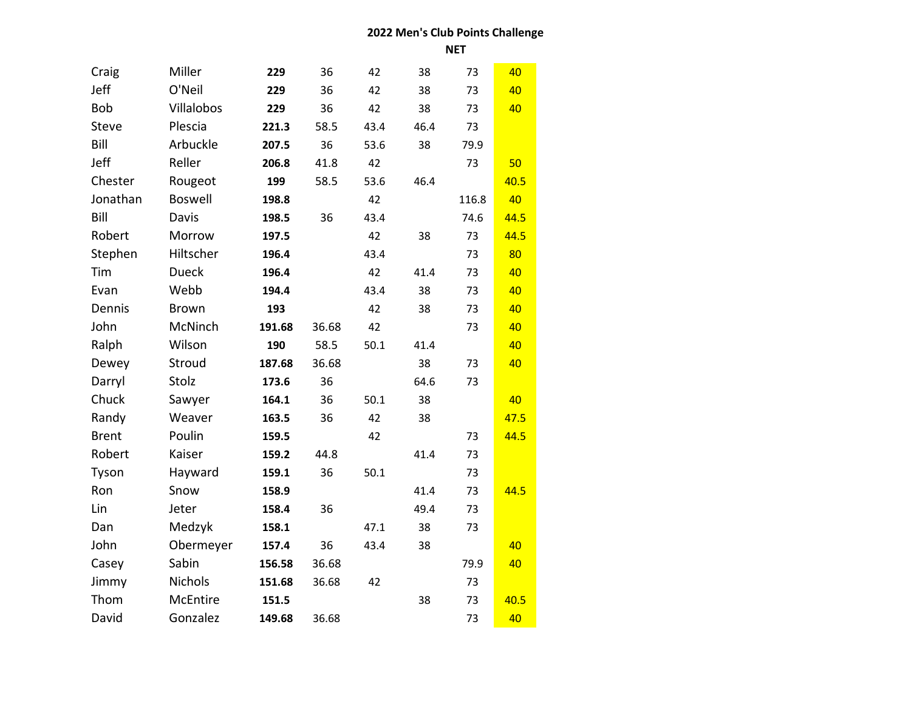**2022 Men's Club Points Challenge**

**NET**

| | | | | | | | |
|---|---|---|---|---|---|---|---|
| Craig | Miller | **229** | 36 | 42 | 38 | 73 | 40 |
| Jeff | O'Neil | **229** | 36 | 42 | 38 | 73 | 40 |
| Bob | Villalobos | **229** | 36 | 42 | 38 | 73 | 40 |
| Steve | Plescia | **221.3** | 58.5 | 43.4 | 46.4 | 73 | |
| Bill | Arbuckle | **207.5** | 36 | 53.6 | 38 | 79.9 | |
| Jeff | Reller | **206.8** | 41.8 | 42 | | 73 | 50 |
| Chester | Rougeot | **199** | 58.5 | 53.6 | 46.4 | | 40.5 |
| Jonathan | Boswell | **198.8** | | 42 | | 116.8 | 40 |
| Bill | Davis | **198.5** | 36 | 43.4 | | 74.6 | 44.5 |
| Robert | Morrow | **197.5** | | 42 | 38 | 73 | 44.5 |
| Stephen | Hiltscher | **196.4** | | 43.4 | | 73 | 80 |
| Tim | Dueck | **196.4** | | 42 | 41.4 | 73 | 40 |
| Evan | Webb | **194.4** | | 43.4 | 38 | 73 | 40 |
| Dennis | Brown | **193** | | 42 | 38 | 73 | 40 |
| John | McNinch | **191.68** | 36.68 | 42 | | 73 | 40 |
| Ralph | Wilson | **190** | 58.5 | 50.1 | 41.4 | | 40 |
| Dewey | Stroud | **187.68** | 36.68 | | 38 | 73 | 40 |
| Darryl | Stolz | **173.6** | 36 | | 64.6 | 73 | |
| Chuck | Sawyer | **164.1** | 36 | 50.1 | 38 | | 40 |
| Randy | Weaver | **163.5** | 36 | 42 | 38 | | 47.5 |
| Brent | Poulin | **159.5** | | 42 | | 73 | 44.5 |
| Robert | Kaiser | **159.2** | 44.8 | | 41.4 | 73 | |
| Tyson | Hayward | **159.1** | 36 | 50.1 | | 73 | |
| Ron | Snow | **158.9** | | | 41.4 | 73 | 44.5 |
| Lin | Jeter | **158.4** | 36 | | 49.4 | 73 | |
| Dan | Medzyk | **158.1** | | 47.1 | 38 | 73 | |
| John | Obermeyer | **157.4** | 36 | 43.4 | 38 | | 40 |
| Casey | Sabin | **156.58** | 36.68 | | | 79.9 | 40 |
| Jimmy | Nichols | **151.68** | 36.68 | 42 | | 73 | |
| Thom | McEntire | **151.5** | | | 38 | 73 | 40.5 |
| David | Gonzalez | **149.68** | 36.68 | | | 73 | 40 |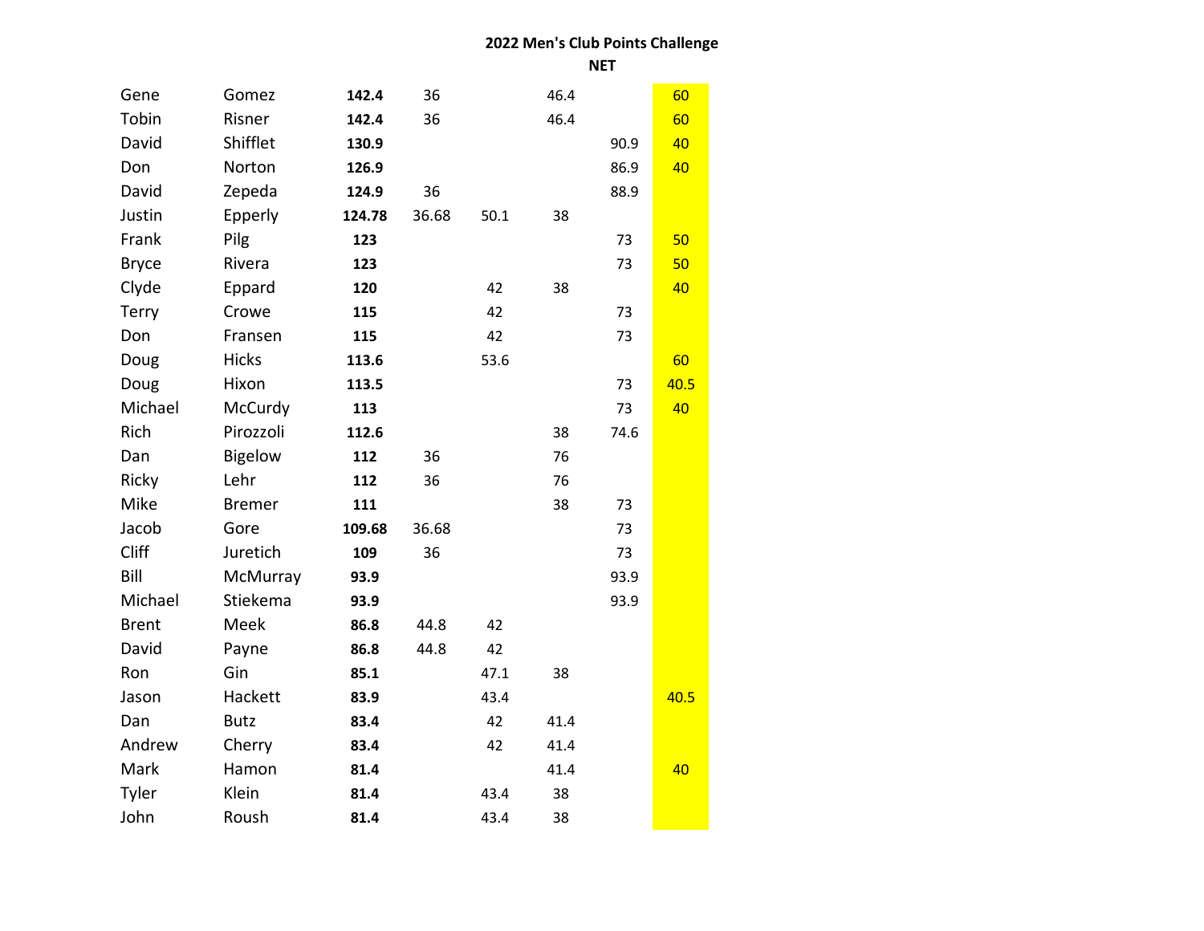## 2022 Men's Club Points Challenge

### NET

| | | | | | | | |
|---|---|---|---|---|---|---|---|
| Gene | Gomez | **142.4** | 36 | | 46.4 | | 60 |
| Tobin | Risner | **142.4** | 36 | | 46.4 | | 60 |
| David | Shifflet | **130.9** | | | | 90.9 | 40 |
| Don | Norton | **126.9** | | | | 86.9 | 40 |
| David | Zepeda | **124.9** | 36 | | | 88.9 | |
| Justin | Epperly | **124.78** | 36.68 | 50.1 | 38 | | |
| Frank | Pilg | **123** | | | | 73 | 50 |
| Bryce | Rivera | **123** | | | | 73 | 50 |
| Clyde | Eppard | **120** | | 42 | 38 | | 40 |
| Terry | Crowe | **115** | | 42 | | 73 | |
| Don | Fransen | **115** | | 42 | | 73 | |
| Doug | Hicks | **113.6** | | 53.6 | | | 60 |
| Doug | Hixon | **113.5** | | | | 73 | 40.5 |
| Michael | McCurdy | **113** | | | | 73 | 40 |
| Rich | Pirozzoli | **112.6** | | | 38 | 74.6 | |
| Dan | Bigelow | **112** | 36 | | 76 | | |
| Ricky | Lehr | **112** | 36 | | 76 | | |
| Mike | Bremer | **111** | | | 38 | 73 | |
| Jacob | Gore | **109.68** | 36.68 | | | 73 | |
| Cliff | Juretich | **109** | 36 | | | 73 | |
| Bill | McMurray | **93.9** | | | | 93.9 | |
| Michael | Stiekema | **93.9** | | | | 93.9 | |
| Brent | Meek | **86.8** | 44.8 | 42 | | | |
| David | Payne | **86.8** | 44.8 | 42 | | | |
| Ron | Gin | **85.1** | | 47.1 | 38 | | |
| Jason | Hackett | **83.9** | | 43.4 | | | 40.5 |
| Dan | Butz | **83.4** | | 42 | 41.4 | | |
| Andrew | Cherry | **83.4** | | 42 | 41.4 | | |
| Mark | Hamon | **81.4** | | | 41.4 | | 40 |
| Tyler | Klein | **81.4** | | 43.4 | 38 | | |
| John | Roush | **81.4** | | 43.4 | 38 | | |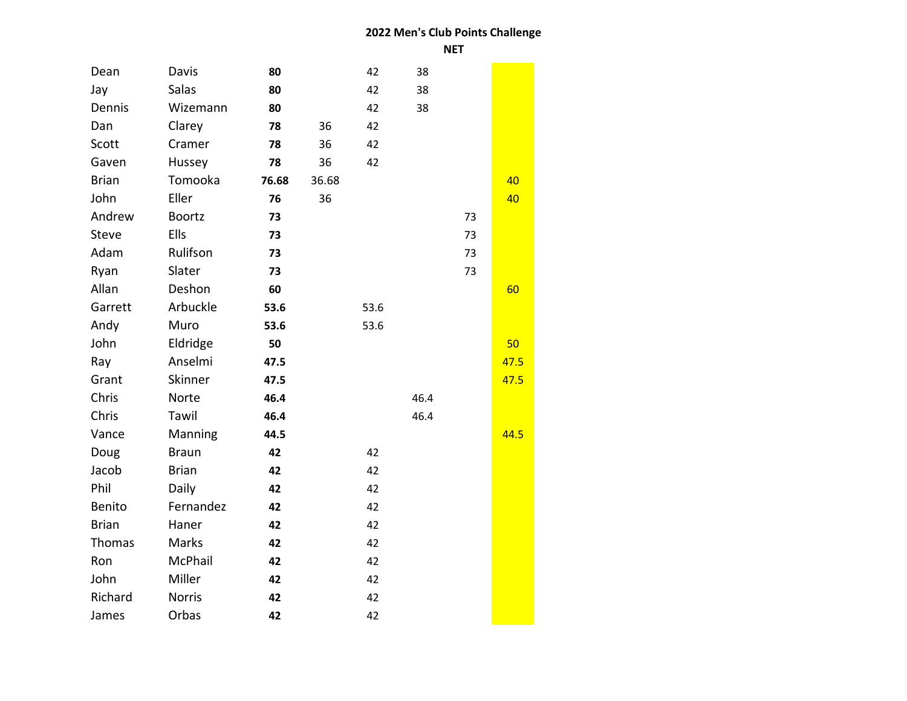## 2022 Men's Club Points Challenge

**NET**

| | | | | | | | |
|---|---|---|---|---|---|---|---|
| Dean | Davis | **80** | | 42 | 38 | | |
| Jay | Salas | **80** | | 42 | 38 | | |
| Dennis | Wizemann | **80** | | 42 | 38 | | |
| Dan | Clarey | **78** | 36 | 42 | | | |
| Scott | Cramer | **78** | 36 | 42 | | | |
| Gaven | Hussey | **78** | 36 | 42 | | | |
| Brian | Tomooka | **76.68** | 36.68 | | | | 40 |
| John | Eller | **76** | 36 | | | | 40 |
| Andrew | Boortz | **73** | | | | 73 | |
| Steve | Ells | **73** | | | | 73 | |
| Adam | Rulifson | **73** | | | | 73 | |
| Ryan | Slater | **73** | | | | 73 | |
| Allan | Deshon | **60** | | | | | 60 |
| Garrett | Arbuckle | **53.6** | | 53.6 | | | |
| Andy | Muro | **53.6** | | 53.6 | | | |
| John | Eldridge | **50** | | | | | 50 |
| Ray | Anselmi | **47.5** | | | | | 47.5 |
| Grant | Skinner | **47.5** | | | | | 47.5 |
| Chris | Norte | **46.4** | | | 46.4 | | |
| Chris | Tawil | **46.4** | | | 46.4 | | |
| Vance | Manning | **44.5** | | | | | 44.5 |
| Doug | Braun | **42** | | 42 | | | |
| Jacob | Brian | **42** | | 42 | | | |
| Phil | Daily | **42** | | 42 | | | |
| Benito | Fernandez | **42** | | 42 | | | |
| Brian | Haner | **42** | | 42 | | | |
| Thomas | Marks | **42** | | 42 | | | |
| Ron | McPhail | **42** | | 42 | | | |
| John | Miller | **42** | | 42 | | | |
| Richard | Norris | **42** | | 42 | | | |
| James | Orbas | **42** | | 42 | | | |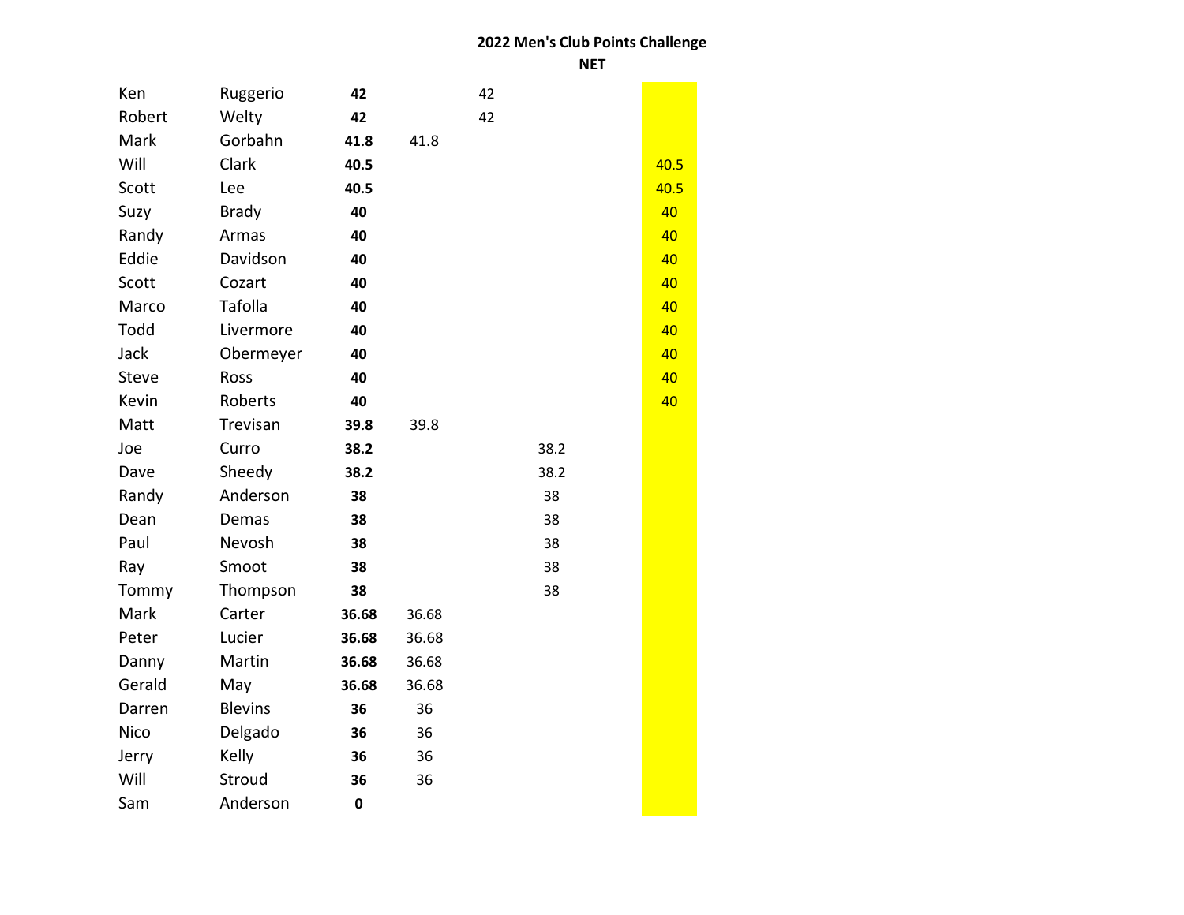## 2022 Men's Club Points Challenge

### NET

| | | | | | | |
|---|---|---|---|---|---|---|
| Ken | Ruggerio | **42** | | 42 | | |
| Robert | Welty | **42** | | 42 | | |
| Mark | Gorbahn | **41.8** | 41.8 | | | |
| Will | Clark | **40.5** | | | | 40.5 |
| Scott | Lee | **40.5** | | | | 40.5 |
| Suzy | Brady | **40** | | | | 40 |
| Randy | Armas | **40** | | | | 40 |
| Eddie | Davidson | **40** | | | | 40 |
| Scott | Cozart | **40** | | | | 40 |
| Marco | Tafolla | **40** | | | | 40 |
| Todd | Livermore | **40** | | | | 40 |
| Jack | Obermeyer | **40** | | | | 40 |
| Steve | Ross | **40** | | | | 40 |
| Kevin | Roberts | **40** | | | | 40 |
| Matt | Trevisan | **39.8** | 39.8 | | | |
| Joe | Curro | **38.2** | | | 38.2 | |
| Dave | Sheedy | **38.2** | | | 38.2 | |
| Randy | Anderson | **38** | | | 38 | |
| Dean | Demas | **38** | | | 38 | |
| Paul | Nevosh | **38** | | | 38 | |
| Ray | Smoot | **38** | | | 38 | |
| Tommy | Thompson | **38** | | | 38 | |
| Mark | Carter | **36.68** | 36.68 | | | |
| Peter | Lucier | **36.68** | 36.68 | | | |
| Danny | Martin | **36.68** | 36.68 | | | |
| Gerald | May | **36.68** | 36.68 | | | |
| Darren | Blevins | **36** | 36 | | | |
| Nico | Delgado | **36** | 36 | | | |
| Jerry | Kelly | **36** | 36 | | | |
| Will | Stroud | **36** | 36 | | | |
| Sam | Anderson | **0** | | | | |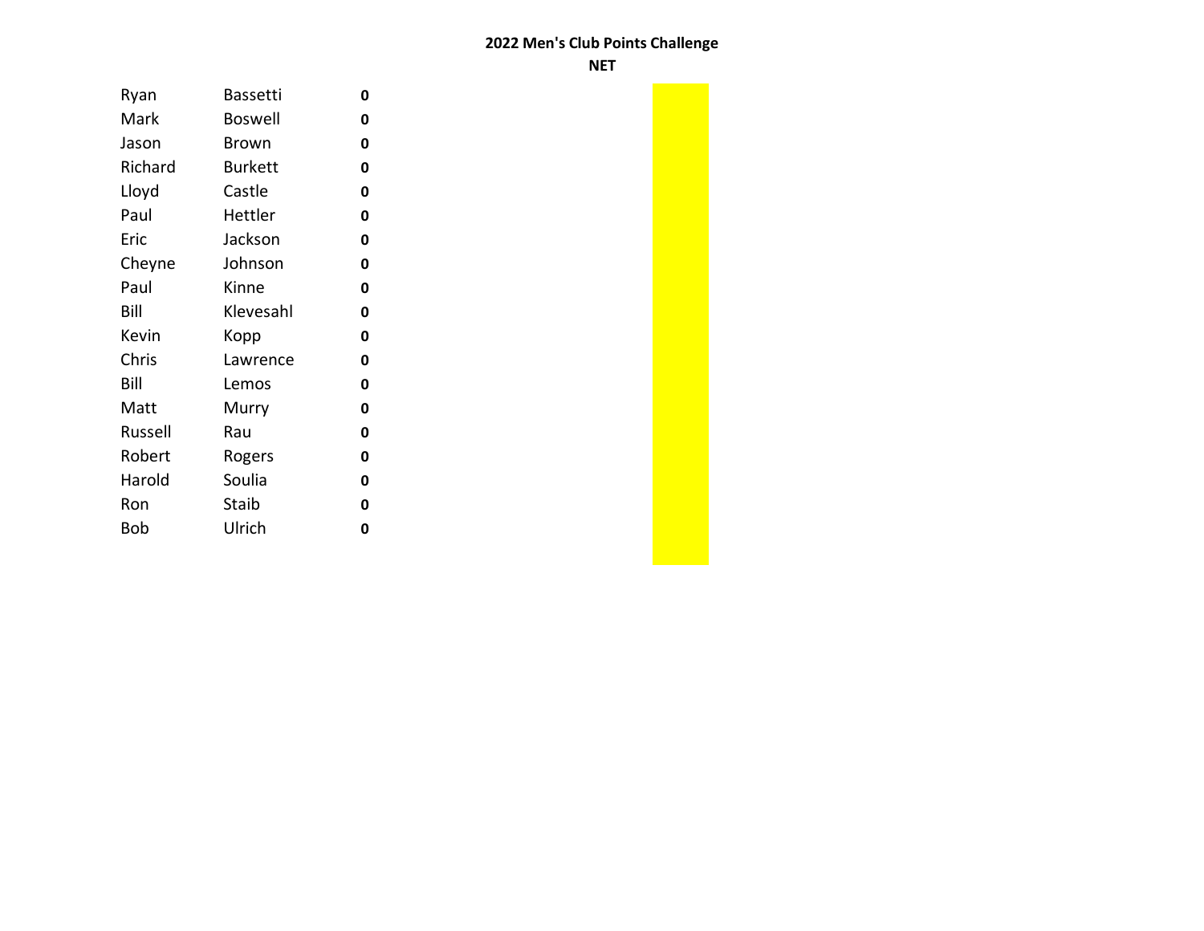**2022 Men's Club Points Challenge**

**NET**

| | | |
|---|---|---|
| Ryan | Bassetti | **0** |
| Mark | Boswell | **0** |
| Jason | Brown | **0** |
| Richard | Burkett | **0** |
| Lloyd | Castle | **0** |
| Paul | Hettler | **0** |
| Eric | Jackson | **0** |
| Cheyne | Johnson | **0** |
| Paul | Kinne | **0** |
| Bill | Klevesahl | **0** |
| Kevin | Kopp | **0** |
| Chris | Lawrence | **0** |
| Bill | Lemos | **0** |
| Matt | Murry | **0** |
| Russell | Rau | **0** |
| Robert | Rogers | **0** |
| Harold | Soulia | **0** |
| Ron | Staib | **0** |
| Bob | Ulrich | **0** |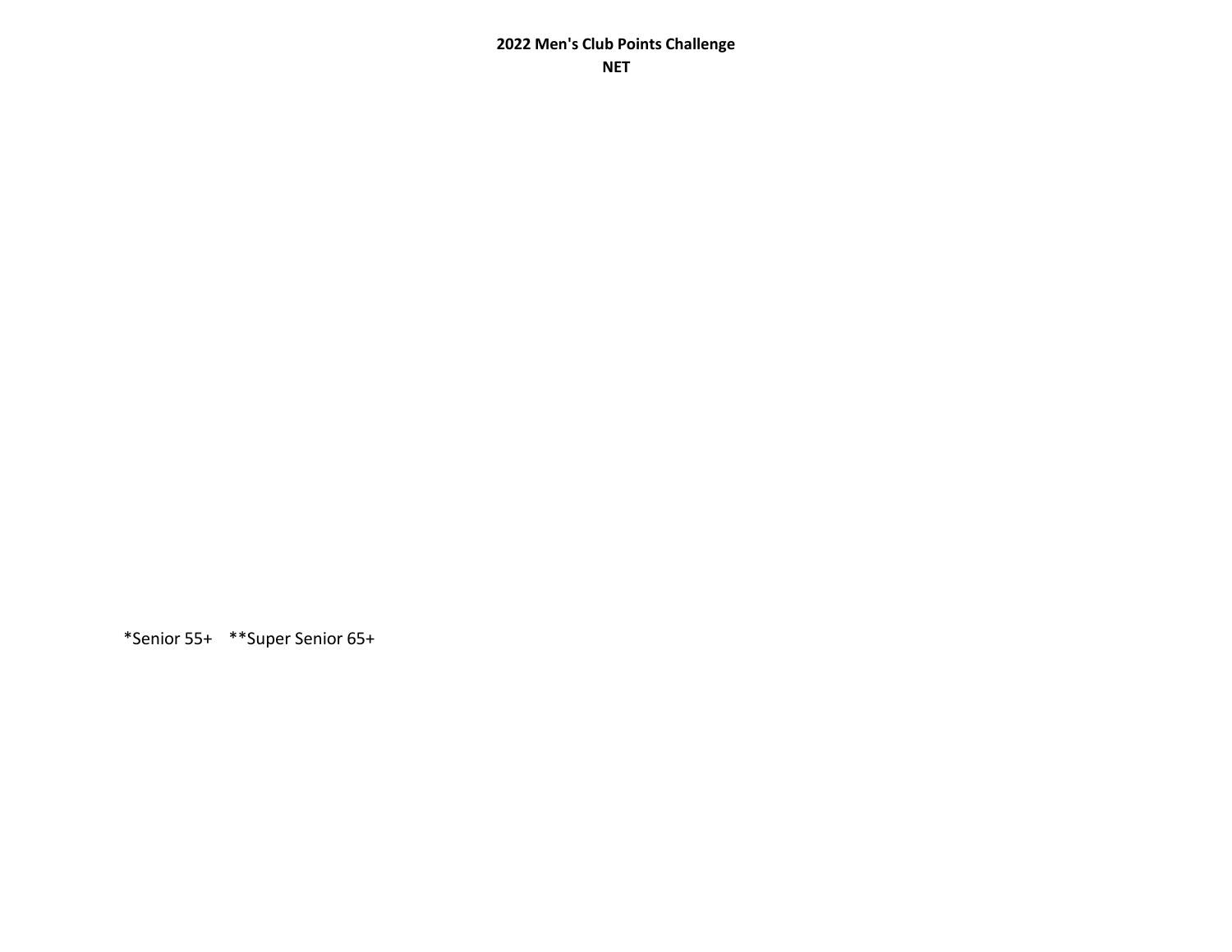**2022 Men's Club Points Challenge**
**NET**

*Senior 55+    **Super Senior 65+